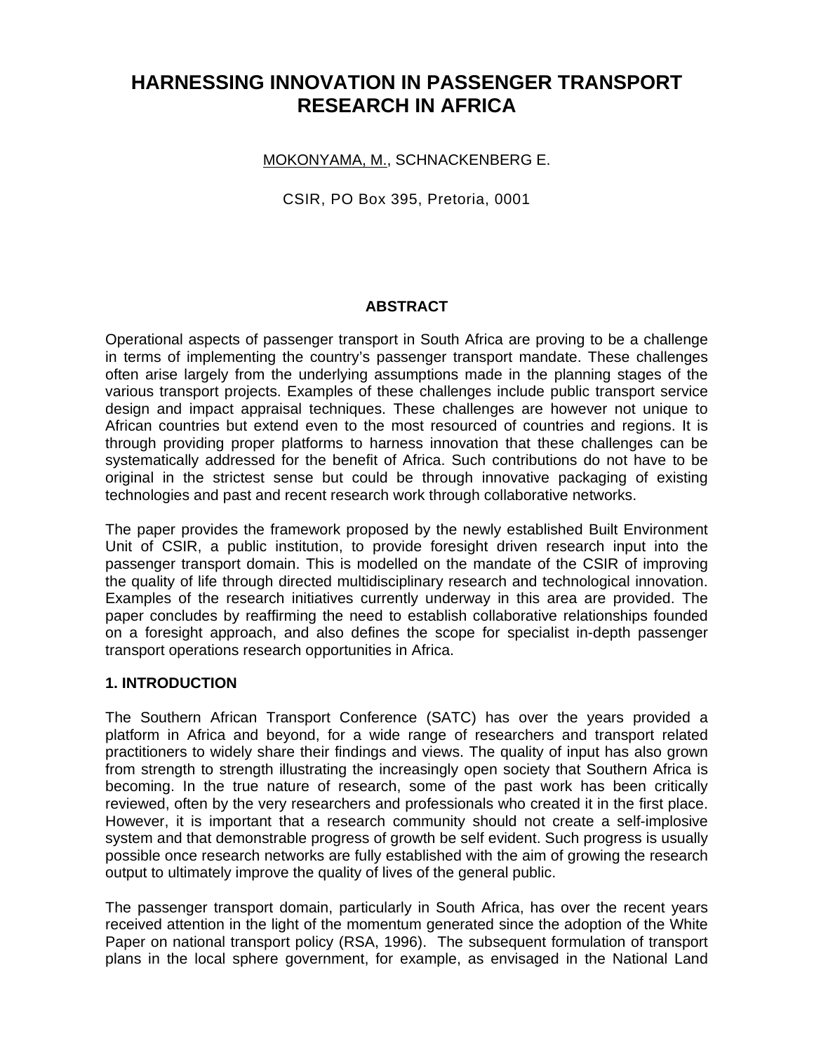# HARNESSING INNOVATION IN PASSENGER TRANSPORT RESEARCH IN AFRICA

MOKONYAMA, M., SCHNACKENBERG E.

CSIR, PO Box 395, Pretoria, 0001

## ABSTRACT

Operational aspects of passenger transport in South Africa are proving to be a challenge in terms of implementing the country's passenger transport mandate. These challenges often arise largely from the underlying assumptions made in the planning stages of the various transport projects. Examples of these challenges include public transport service design and impact appraisal techniques. These challenges are however not unique to African countries but extend even to the most resourced of countries and regions. It is through providing proper platforms to harness innovation that these challenges can be systematically addressed for the benefit of Africa. Such contributions do not have to be original in the strictest sense but could be through innovative packaging of existing technologies and past and recent research work through collaborative networks.

The paper provides the framework proposed by the newly established Built Environment Unit of CSIR, a public institution, to provide foresight driven research input into the passenger transport domain. This is modelled on the mandate of the CSIR of improving the quality of life through directed multidisciplinary research and technological innovation. Examples of the research initiatives currently underway in this area are provided. The paper concludes by reaffirming the need to establish collaborative relationships founded on a foresight approach, and also defines the scope for specialist in-depth passenger transport operations research opportunities in Africa.

## 1. INTRODUCTION

The Southern African Transport Conference (SATC) has over the years provided a platform in Africa and beyond, for a wide range of researchers and transport related practitioners to widely share their findings and views. The quality of input has also grown from strength to strength illustrating the increasingly open society that Southern Africa is becoming. In the true nature of research, some of the past work has been critically reviewed, often by the very researchers and professionals who created it in the first place. However, it is important that a research community should not create a self-implosive system and that demonstrable progress of growth be self evident. Such progress is usually possible once research networks are fully established with the aim of growing the research output to ultimately improve the quality of lives of the general public.

The passenger transport domain, particularly in South Africa, has over the recent years received attention in the light of the momentum generated since the adoption of the White Paper on national transport policy (RSA, 1996). The subsequent formulation of transport plans in the local sphere government, for example, as envisaged in the National Land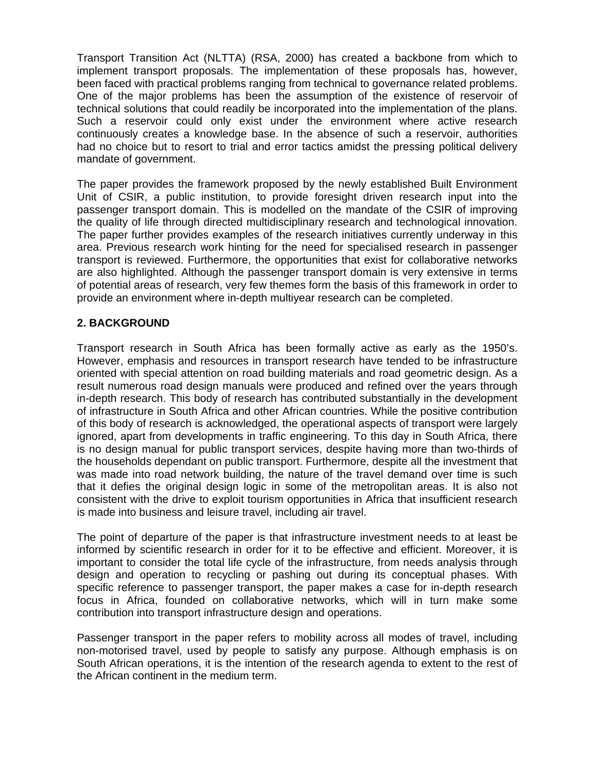Transport Transition Act (NLTTA) (RSA, 2000) has created a backbone from which to implement transport proposals. The implementation of these proposals has, however, been faced with practical problems ranging from technical to governance related problems. One of the major problems has been the assumption of the existence of reservoir of technical solutions that could readily be incorporated into the implementation of the plans. Such a reservoir could only exist under the environment where active research continuously creates a knowledge base. In the absence of such a reservoir, authorities had no choice but to resort to trial and error tactics amidst the pressing political delivery mandate of government.

The paper provides the framework proposed by the newly established Built Environment Unit of CSIR, a public institution, to provide foresight driven research input into the passenger transport domain. This is modelled on the mandate of the CSIR of improving the quality of life through directed multidisciplinary research and technological innovation. The paper further provides examples of the research initiatives currently underway in this area. Previous research work hinting for the need for specialised research in passenger transport is reviewed. Furthermore, the opportunities that exist for collaborative networks are also highlighted. Although the passenger transport domain is very extensive in terms of potential areas of research, very few themes form the basis of this framework in order to provide an environment where in-depth multiyear research can be completed.

## 2. BACKGROUND

Transport research in South Africa has been formally active as early as the 1950's. However, emphasis and resources in transport research have tended to be infrastructure oriented with special attention on road building materials and road geometric design. As a result numerous road design manuals were produced and refined over the years through in-depth research. This body of research has contributed substantially in the development of infrastructure in South Africa and other African countries. While the positive contribution of this body of research is acknowledged, the operational aspects of transport were largely ignored, apart from developments in traffic engineering. To this day in South Africa, there is no design manual for public transport services, despite having more than two-thirds of the households dependant on public transport. Furthermore, despite all the investment that was made into road network building, the nature of the travel demand over time is such that it defies the original design logic in some of the metropolitan areas. It is also not consistent with the drive to exploit tourism opportunities in Africa that insufficient research is made into business and leisure travel, including air travel.

The point of departure of the paper is that infrastructure investment needs to at least be informed by scientific research in order for it to be effective and efficient. Moreover, it is important to consider the total life cycle of the infrastructure, from needs analysis through design and operation to recycling or pashing out during its conceptual phases. With specific reference to passenger transport, the paper makes a case for in-depth research focus in Africa, founded on collaborative networks, which will in turn make some contribution into transport infrastructure design and operations.

Passenger transport in the paper refers to mobility across all modes of travel, including non-motorised travel, used by people to satisfy any purpose. Although emphasis is on South African operations, it is the intention of the research agenda to extent to the rest of the African continent in the medium term.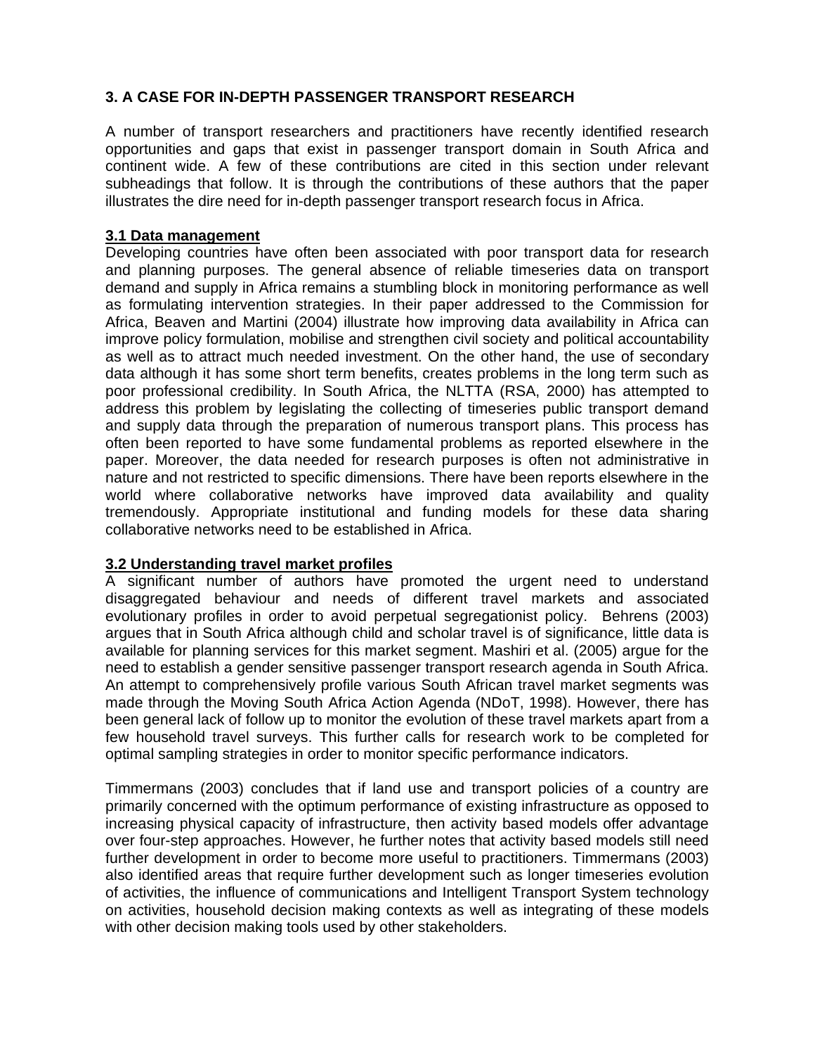## 3. A CASE FOR IN-DEPTH PASSENGER TRANSPORT RESEARCH

A number of transport researchers and practitioners have recently identified research opportunities and gaps that exist in passenger transport domain in South Africa and continent wide. A few of these contributions are cited in this section under relevant subheadings that follow. It is through the contributions of these authors that the paper illustrates the dire need for in-depth passenger transport research focus in Africa.

### 3.1 Data management

Developing countries have often been associated with poor transport data for research and planning purposes. The general absence of reliable timeseries data on transport demand and supply in Africa remains a stumbling block in monitoring performance as well as formulating intervention strategies. In their paper addressed to the Commission for Africa, Beaven and Martini (2004) illustrate how improving data availability in Africa can improve policy formulation, mobilise and strengthen civil society and political accountability as well as to attract much needed investment. On the other hand, the use of secondary data although it has some short term benefits, creates problems in the long term such as poor professional credibility. In South Africa, the NLTTA (RSA, 2000) has attempted to address this problem by legislating the collecting of timeseries public transport demand and supply data through the preparation of numerous transport plans. This process has often been reported to have some fundamental problems as reported elsewhere in the paper. Moreover, the data needed for research purposes is often not administrative in nature and not restricted to specific dimensions. There have been reports elsewhere in the world where collaborative networks have improved data availability and quality tremendously. Appropriate institutional and funding models for these data sharing collaborative networks need to be established in Africa.

### 3.2 Understanding travel market profiles

A significant number of authors have promoted the urgent need to understand disaggregated behaviour and needs of different travel markets and associated evolutionary profiles in order to avoid perpetual segregationist policy. Behrens (2003) argues that in South Africa although child and scholar travel is of significance, little data is available for planning services for this market segment. Mashiri et al. (2005) argue for the need to establish a gender sensitive passenger transport research agenda in South Africa. An attempt to comprehensively profile various South African travel market segments was made through the Moving South Africa Action Agenda (NDoT, 1998). However, there has been general lack of follow up to monitor the evolution of these travel markets apart from a few household travel surveys. This further calls for research work to be completed for optimal sampling strategies in order to monitor specific performance indicators.

Timmermans (2003) concludes that if land use and transport policies of a country are primarily concerned with the optimum performance of existing infrastructure as opposed to increasing physical capacity of infrastructure, then activity based models offer advantage over four-step approaches. However, he further notes that activity based models still need further development in order to become more useful to practitioners. Timmermans (2003) also identified areas that require further development such as longer timeseries evolution of activities, the influence of communications and Intelligent Transport System technology on activities, household decision making contexts as well as integrating of these models with other decision making tools used by other stakeholders.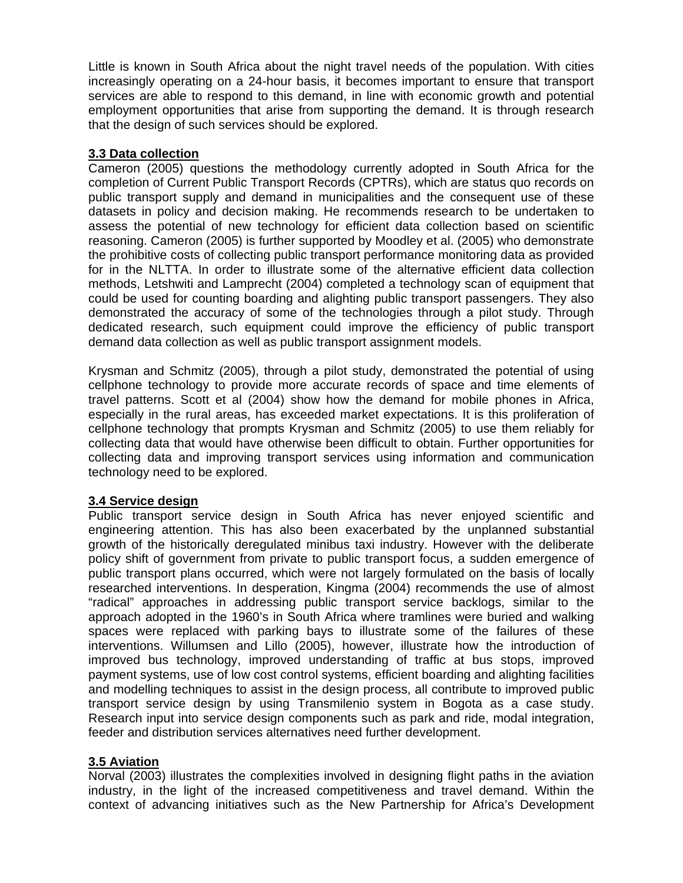Little is known in South Africa about the night travel needs of the population. With cities increasingly operating on a 24-hour basis, it becomes important to ensure that transport services are able to respond to this demand, in line with economic growth and potential employment opportunities that arise from supporting the demand. It is through research that the design of such services should be explored.

### 3.3 Data collection

Cameron (2005) questions the methodology currently adopted in South Africa for the completion of Current Public Transport Records (CPTRs), which are status quo records on public transport supply and demand in municipalities and the consequent use of these datasets in policy and decision making. He recommends research to be undertaken to assess the potential of new technology for efficient data collection based on scientific reasoning. Cameron (2005) is further supported by Moodley et al. (2005) who demonstrate the prohibitive costs of collecting public transport performance monitoring data as provided for in the NLTTA. In order to illustrate some of the alternative efficient data collection methods, Letshwiti and Lamprecht (2004) completed a technology scan of equipment that could be used for counting boarding and alighting public transport passengers. They also demonstrated the accuracy of some of the technologies through a pilot study. Through dedicated research, such equipment could improve the efficiency of public transport demand data collection as well as public transport assignment models.

Krysman and Schmitz (2005), through a pilot study, demonstrated the potential of using cellphone technology to provide more accurate records of space and time elements of travel patterns. Scott et al (2004) show how the demand for mobile phones in Africa, especially in the rural areas, has exceeded market expectations. It is this proliferation of cellphone technology that prompts Krysman and Schmitz (2005) to use them reliably for collecting data that would have otherwise been difficult to obtain. Further opportunities for collecting data and improving transport services using information and communication technology need to be explored.

### 3.4 Service design

Public transport service design in South Africa has never enjoyed scientific and engineering attention. This has also been exacerbated by the unplanned substantial growth of the historically deregulated minibus taxi industry. However with the deliberate policy shift of government from private to public transport focus, a sudden emergence of public transport plans occurred, which were not largely formulated on the basis of locally researched interventions. In desperation, Kingma (2004) recommends the use of almost "radical" approaches in addressing public transport service backlogs, similar to the approach adopted in the 1960's in South Africa where tramlines were buried and walking spaces were replaced with parking bays to illustrate some of the failures of these interventions. Willumsen and Lillo (2005), however, illustrate how the introduction of improved bus technology, improved understanding of traffic at bus stops, improved payment systems, use of low cost control systems, efficient boarding and alighting facilities and modelling techniques to assist in the design process, all contribute to improved public transport service design by using Transmilenio system in Bogota as a case study. Research input into service design components such as park and ride, modal integration, feeder and distribution services alternatives need further development.

### 3.5 Aviation

Norval (2003) illustrates the complexities involved in designing flight paths in the aviation industry, in the light of the increased competitiveness and travel demand. Within the context of advancing initiatives such as the New Partnership for Africa's Development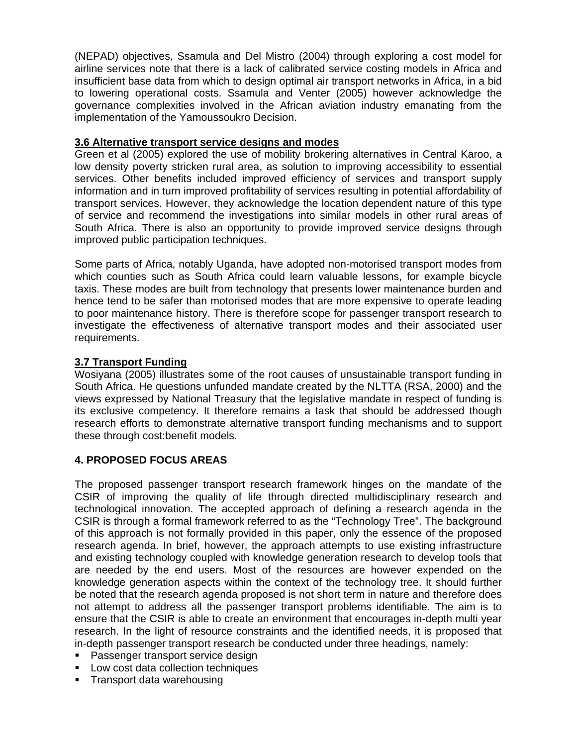(NEPAD) objectives, Ssamula and Del Mistro (2004) through exploring a cost model for airline services note that there is a lack of calibrated service costing models in Africa and insufficient base data from which to design optimal air transport networks in Africa, in a bid to lowering operational costs. Ssamula and Venter (2005) however acknowledge the governance complexities involved in the African aviation industry emanating from the implementation of the Yamoussoukro Decision.

### 3.6 Alternative transport service designs and modes

Green et al (2005) explored the use of mobility brokering alternatives in Central Karoo, a low density poverty stricken rural area, as solution to improving accessibility to essential services. Other benefits included improved efficiency of services and transport supply information and in turn improved profitability of services resulting in potential affordability of transport services. However, they acknowledge the location dependent nature of this type of service and recommend the investigations into similar models in other rural areas of South Africa. There is also an opportunity to provide improved service designs through improved public participation techniques.

Some parts of Africa, notably Uganda, have adopted non-motorised transport modes from which counties such as South Africa could learn valuable lessons, for example bicycle taxis. These modes are built from technology that presents lower maintenance burden and hence tend to be safer than motorised modes that are more expensive to operate leading to poor maintenance history. There is therefore scope for passenger transport research to investigate the effectiveness of alternative transport modes and their associated user requirements.

### 3.7 Transport Funding

Wosiyana (2005) illustrates some of the root causes of unsustainable transport funding in South Africa. He questions unfunded mandate created by the NLTTA (RSA, 2000) and the views expressed by National Treasury that the legislative mandate in respect of funding is its exclusive competency. It therefore remains a task that should be addressed though research efforts to demonstrate alternative transport funding mechanisms and to support these through cost:benefit models.

## 4. PROPOSED FOCUS AREAS

The proposed passenger transport research framework hinges on the mandate of the CSIR of improving the quality of life through directed multidisciplinary research and technological innovation. The accepted approach of defining a research agenda in the CSIR is through a formal framework referred to as the "Technology Tree". The background of this approach is not formally provided in this paper, only the essence of the proposed research agenda. In brief, however, the approach attempts to use existing infrastructure and existing technology coupled with knowledge generation research to develop tools that are needed by the end users. Most of the resources are however expended on the knowledge generation aspects within the context of the technology tree. It should further be noted that the research agenda proposed is not short term in nature and therefore does not attempt to address all the passenger transport problems identifiable. The aim is to ensure that the CSIR is able to create an environment that encourages in-depth multi year research. In the light of resource constraints and the identified needs, it is proposed that in-depth passenger transport research be conducted under three headings, namely:

- Passenger transport service design
- Low cost data collection techniques
- Transport data warehousing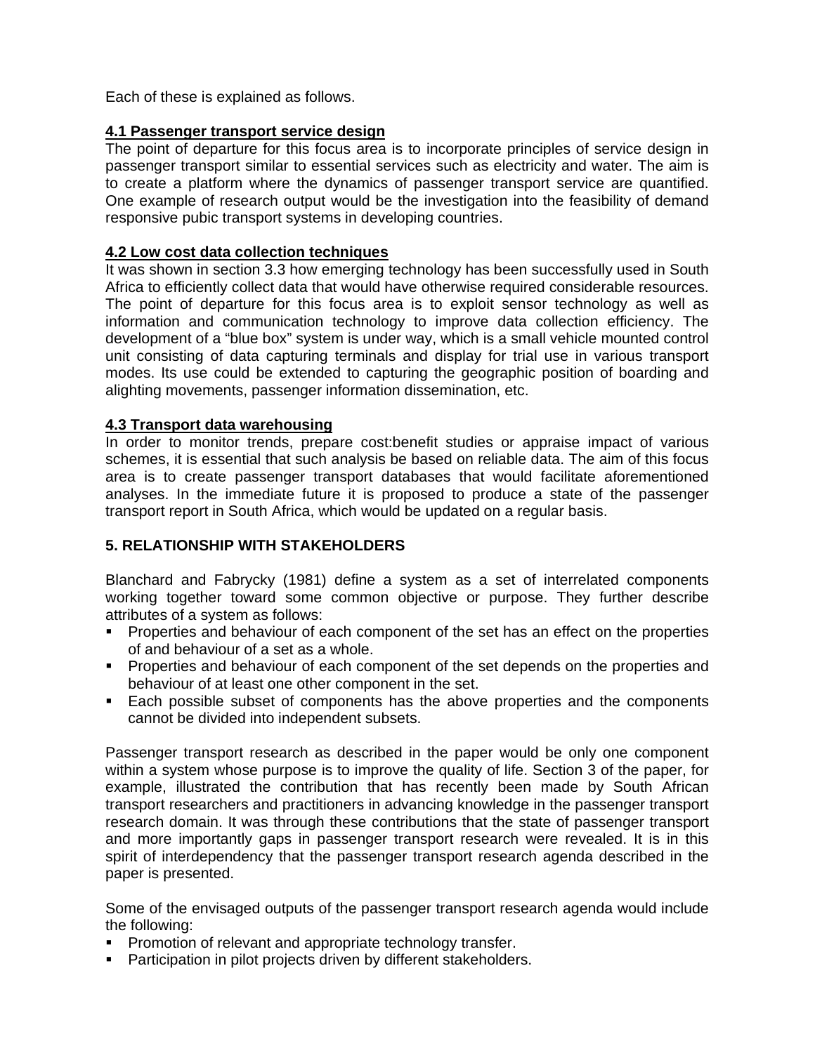Each of these is explained as follows.

### 4.1 Passenger transport service design

The point of departure for this focus area is to incorporate principles of service design in passenger transport similar to essential services such as electricity and water. The aim is to create a platform where the dynamics of passenger transport service are quantified. One example of research output would be the investigation into the feasibility of demand responsive pubic transport systems in developing countries.

### 4.2 Low cost data collection techniques

It was shown in section 3.3 how emerging technology has been successfully used in South Africa to efficiently collect data that would have otherwise required considerable resources. The point of departure for this focus area is to exploit sensor technology as well as information and communication technology to improve data collection efficiency. The development of a "blue box" system is under way, which is a small vehicle mounted control unit consisting of data capturing terminals and display for trial use in various transport modes. Its use could be extended to capturing the geographic position of boarding and alighting movements, passenger information dissemination, etc.

### 4.3 Transport data warehousing

In order to monitor trends, prepare cost:benefit studies or appraise impact of various schemes, it is essential that such analysis be based on reliable data. The aim of this focus area is to create passenger transport databases that would facilitate aforementioned analyses. In the immediate future it is proposed to produce a state of the passenger transport report in South Africa, which would be updated on a regular basis.

## 5. RELATIONSHIP WITH STAKEHOLDERS

Blanchard and Fabrycky (1981) define a system as a set of interrelated components working together toward some common objective or purpose. They further describe attributes of a system as follows:

- Properties and behaviour of each component of the set has an effect on the properties of and behaviour of a set as a whole.
- Properties and behaviour of each component of the set depends on the properties and behaviour of at least one other component in the set.
- Each possible subset of components has the above properties and the components cannot be divided into independent subsets.

Passenger transport research as described in the paper would be only one component within a system whose purpose is to improve the quality of life. Section 3 of the paper, for example, illustrated the contribution that has recently been made by South African transport researchers and practitioners in advancing knowledge in the passenger transport research domain. It was through these contributions that the state of passenger transport and more importantly gaps in passenger transport research were revealed. It is in this spirit of interdependency that the passenger transport research agenda described in the paper is presented.

Some of the envisaged outputs of the passenger transport research agenda would include the following:

- Promotion of relevant and appropriate technology transfer.
- Participation in pilot projects driven by different stakeholders.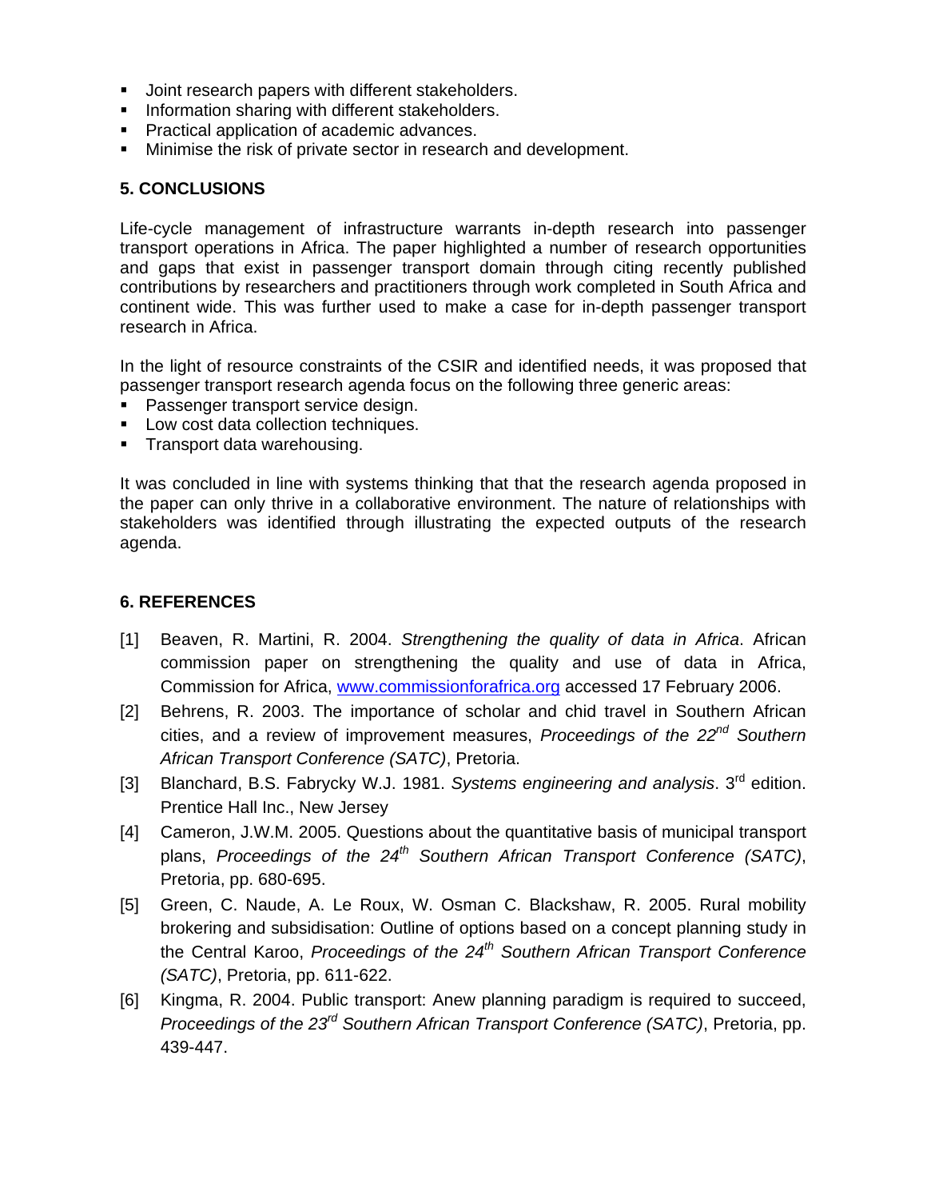- Joint research papers with different stakeholders.
- Information sharing with different stakeholders.
- Practical application of academic advances.
- Minimise the risk of private sector in research and development.

## 5. CONCLUSIONS

Life-cycle management of infrastructure warrants in-depth research into passenger transport operations in Africa. The paper highlighted a number of research opportunities and gaps that exist in passenger transport domain through citing recently published contributions by researchers and practitioners through work completed in South Africa and continent wide. This was further used to make a case for in-depth passenger transport research in Africa.

In the light of resource constraints of the CSIR and identified needs, it was proposed that passenger transport research agenda focus on the following three generic areas:

- Passenger transport service design.
- Low cost data collection techniques.
- Transport data warehousing.

It was concluded in line with systems thinking that that the research agenda proposed in the paper can only thrive in a collaborative environment. The nature of relationships with stakeholders was identified through illustrating the expected outputs of the research agenda.

## 6. REFERENCES

[1] Beaven, R. Martini, R. 2004. *Strengthening the quality of data in Africa*. African commission paper on strengthening the quality and use of data in Africa, Commission for Africa, www.commissionforafrica.org accessed 17 February 2006.

[2] Behrens, R. 2003. The importance of scholar and chid travel in Southern African cities, and a review of improvement measures, *Proceedings of the 22nd Southern African Transport Conference (SATC)*, Pretoria.

[3] Blanchard, B.S. Fabrycky W.J. 1981. *Systems engineering and analysis*. 3rd edition. Prentice Hall Inc., New Jersey

[4] Cameron, J.W.M. 2005. Questions about the quantitative basis of municipal transport plans, *Proceedings of the 24th Southern African Transport Conference (SATC)*, Pretoria, pp. 680-695.

[5] Green, C. Naude, A. Le Roux, W. Osman C. Blackshaw, R. 2005. Rural mobility brokering and subsidisation: Outline of options based on a concept planning study in the Central Karoo, *Proceedings of the 24th Southern African Transport Conference (SATC)*, Pretoria, pp. 611-622.

[6] Kingma, R. 2004. Public transport: Anew planning paradigm is required to succeed, *Proceedings of the 23rd Southern African Transport Conference (SATC)*, Pretoria, pp. 439-447.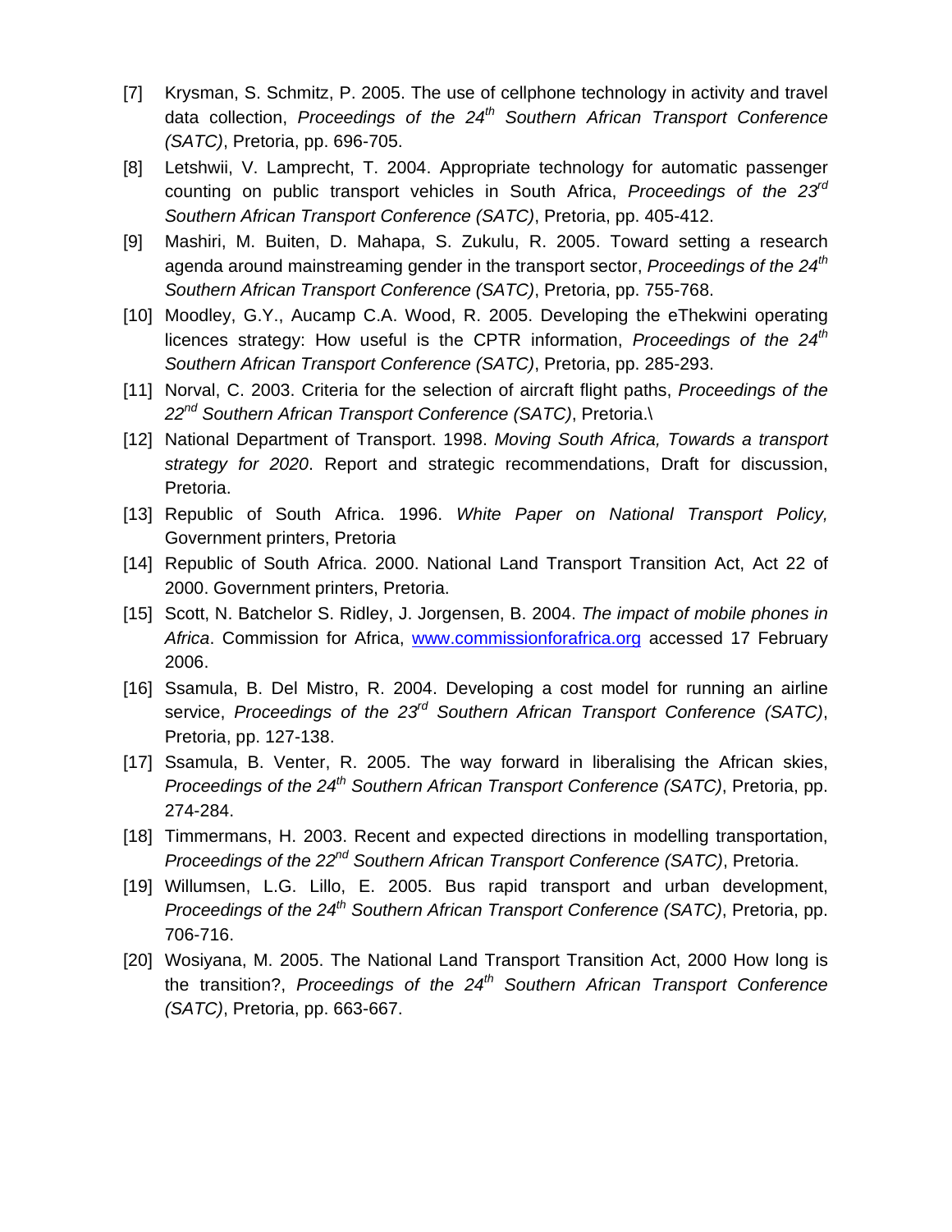[7] Krysman, S. Schmitz, P. 2005. The use of cellphone technology in activity and travel data collection, *Proceedings of the 24th Southern African Transport Conference (SATC)*, Pretoria, pp. 696-705.

[8] Letshwii, V. Lamprecht, T. 2004. Appropriate technology for automatic passenger counting on public transport vehicles in South Africa, *Proceedings of the 23rd Southern African Transport Conference (SATC)*, Pretoria, pp. 405-412.

[9] Mashiri, M. Buiten, D. Mahapa, S. Zukulu, R. 2005. Toward setting a research agenda around mainstreaming gender in the transport sector, *Proceedings of the 24th Southern African Transport Conference (SATC)*, Pretoria, pp. 755-768.

[10] Moodley, G.Y., Aucamp C.A. Wood, R. 2005. Developing the eThekwini operating licences strategy: How useful is the CPTR information, *Proceedings of the 24th Southern African Transport Conference (SATC)*, Pretoria, pp. 285-293.

[11] Norval, C. 2003. Criteria for the selection of aircraft flight paths, *Proceedings of the 22nd Southern African Transport Conference (SATC)*, Pretoria.\

[12] National Department of Transport. 1998. *Moving South Africa, Towards a transport strategy for 2020*. Report and strategic recommendations, Draft for discussion, Pretoria.

[13] Republic of South Africa. 1996. *White Paper on National Transport Policy,* Government printers, Pretoria

[14] Republic of South Africa. 2000. National Land Transport Transition Act, Act 22 of 2000. Government printers, Pretoria.

[15] Scott, N. Batchelor S. Ridley, J. Jorgensen, B. 2004. *The impact of mobile phones in Africa*. Commission for Africa, www.commissionforafrica.org accessed 17 February 2006.

[16] Ssamula, B. Del Mistro, R. 2004. Developing a cost model for running an airline service, *Proceedings of the 23rd Southern African Transport Conference (SATC)*, Pretoria, pp. 127-138.

[17] Ssamula, B. Venter, R. 2005. The way forward in liberalising the African skies, *Proceedings of the 24th Southern African Transport Conference (SATC)*, Pretoria, pp. 274-284.

[18] Timmermans, H. 2003. Recent and expected directions in modelling transportation, *Proceedings of the 22nd Southern African Transport Conference (SATC)*, Pretoria.

[19] Willumsen, L.G. Lillo, E. 2005. Bus rapid transport and urban development, *Proceedings of the 24th Southern African Transport Conference (SATC)*, Pretoria, pp. 706-716.

[20] Wosiyana, M. 2005. The National Land Transport Transition Act, 2000 How long is the transition?, *Proceedings of the 24th Southern African Transport Conference (SATC)*, Pretoria, pp. 663-667.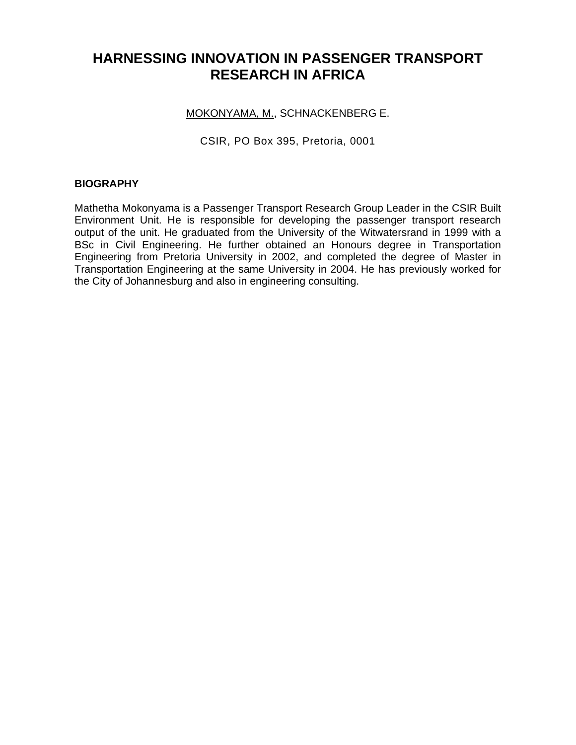# HARNESSING INNOVATION IN PASSENGER TRANSPORT RESEARCH IN AFRICA

MOKONYAMA, M., SCHNACKENBERG E.

CSIR, PO Box 395, Pretoria, 0001

## BIOGRAPHY

Mathetha Mokonyama is a Passenger Transport Research Group Leader in the CSIR Built Environment Unit. He is responsible for developing the passenger transport research output of the unit. He graduated from the University of the Witwatersrand in 1999 with a BSc in Civil Engineering. He further obtained an Honours degree in Transportation Engineering from Pretoria University in 2002, and completed the degree of Master in Transportation Engineering at the same University in 2004. He has previously worked for the City of Johannesburg and also in engineering consulting.